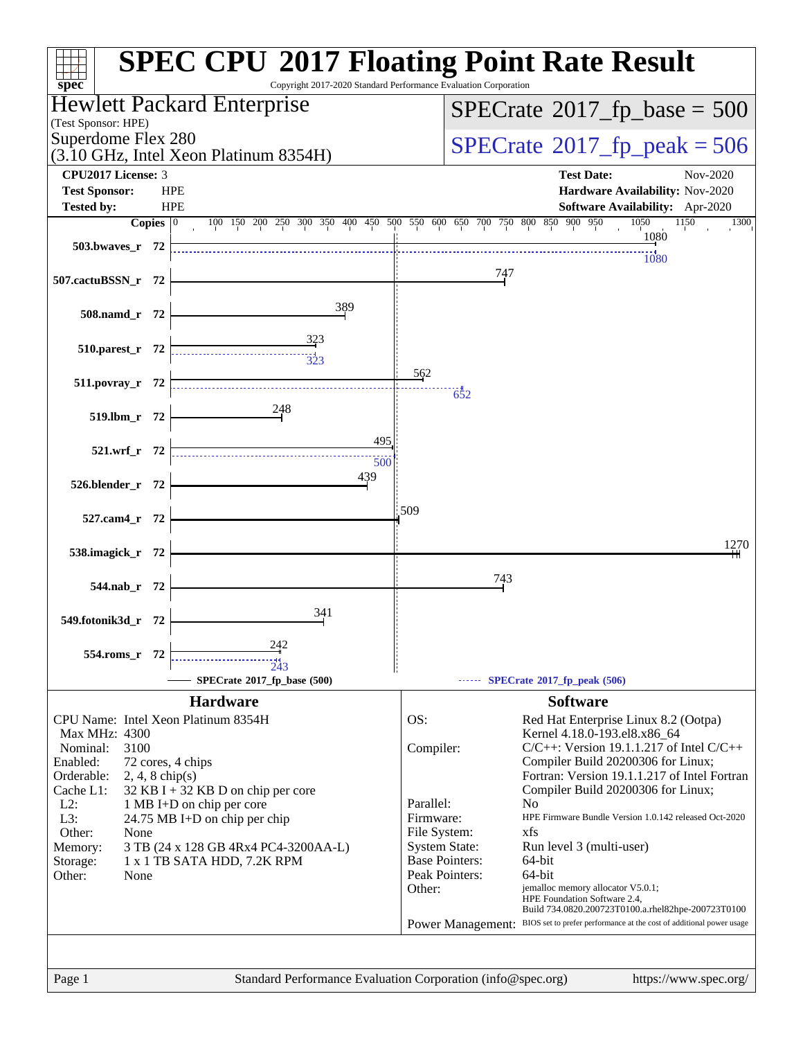# SPEC CPU 2017 Floating Point Rate Result

Copyright 2017-2020 Standard Performance Evaluation Corporation

**Hewlett Packard Enterprise**
(Test Sponsor: HPE)
Superdome Flex 280
(3.10 GHz, Intel Xeon Platinum 8354H)

**SPECrate 2017_fp_base = 500**
**SPECrate 2017_fp_peak = 506**

| | | | |
|---|---|---|---|
| **CPU2017 License:** | 3 | **Test Date:** | Nov-2020 |
| **Test Sponsor:** | HPE | **Hardware Availability:** | Nov-2020 |
| **Tested by:** | HPE | **Software Availability:** | Apr-2020 |

| Benchmark | Copies | Base | Peak |
|---|---|---|---|
| 503.bwaves_r | 72 | 1080 | 1080 |
| 507.cactuBSSN_r | 72 | 747 | |
| 508.namd_r | 72 | 389 | |
| 510.parest_r | 72 | 323 | 323 |
| 511.povray_r | 72 | 562 | 652 |
| 519.lbm_r | 72 | 248 | |
| 521.wrf_r | 72 | 495 | 500 |
| 526.blender_r | 72 | 439 | |
| 527.cam4_r | 72 | 509 | |
| 538.imagick_r | 72 | 1270 | |
| 544.nab_r | 72 | 743 | |
| 549.fotonik3d_r | 72 | 341 | |
| 554.roms_r | 72 | 242 | 243 |

SPECrate 2017_fp_base (500) — SPECrate 2017_fp_peak (506)

## Hardware

| | |
|---|---|
| CPU Name: | Intel Xeon Platinum 8354H |
| Max MHz: | 4300 |
| Nominal: | 3100 |
| Enabled: | 72 cores, 4 chips |
| Orderable: | 2, 4, 8 chip(s) |
| Cache L1: | 32 KB I + 32 KB D on chip per core |
| L2: | 1 MB I+D on chip per core |
| L3: | 24.75 MB I+D on chip per chip |
| Other: | None |
| Memory: | 3 TB (24 x 128 GB 4Rx4 PC4-3200AA-L) |
| Storage: | 1 x 1 TB SATA HDD, 7.2K RPM |
| Other: | None |

## Software

| | |
|---|---|
| OS: | Red Hat Enterprise Linux 8.2 (Ootpa) Kernel 4.18.0-193.el8.x86_64 |
| Compiler: | C/C++: Version 19.1.1.217 of Intel C/C++ Compiler Build 20200306 for Linux; Fortran: Version 19.1.1.217 of Intel Fortran Compiler Build 20200306 for Linux; |
| Parallel: | No |
| Firmware: | HPE Firmware Bundle Version 1.0.142 released Oct-2020 |
| File System: | xfs |
| System State: | Run level 3 (multi-user) |
| Base Pointers: | 64-bit |
| Peak Pointers: | 64-bit |
| Other: | jemalloc memory allocator V5.0.1; HPE Foundation Software 2.4, Build 734.0820.200723T0100.a.rhel82hpe-200723T0100 |
| Power Management: | BIOS set to prefer performance at the cost of additional power usage |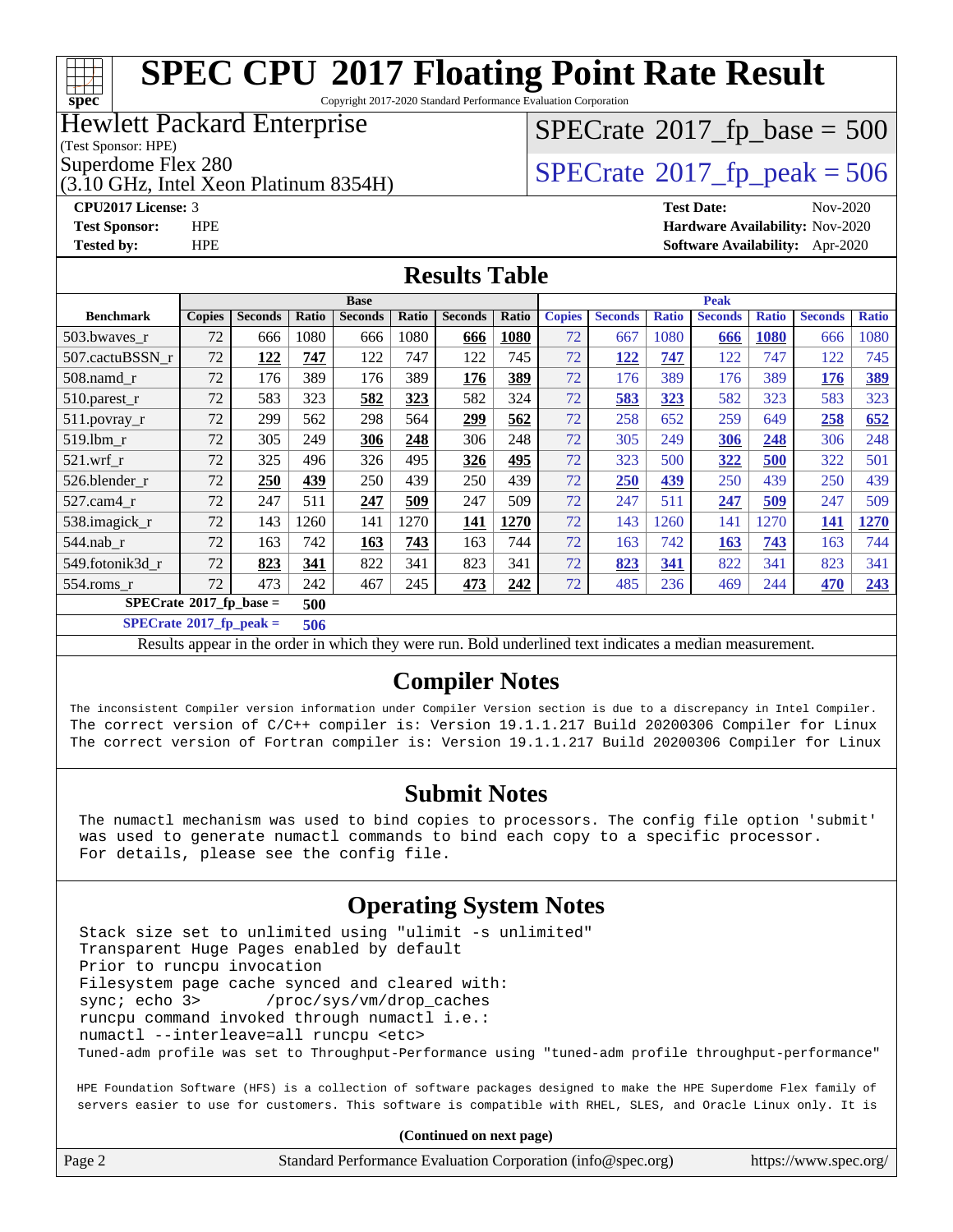# SPEC CPU 2017 Floating Point Rate Result

Copyright 2017-2020 Standard Performance Evaluation Corporation

**Hewlett Packard Enterprise**
(Test Sponsor: HPE)
Superdome Flex 280
(3.10 GHz, Intel Xeon Platinum 8354H)

SPECrate 2017_fp_base = 500

SPECrate 2017_fp_peak = 506

**CPU2017 License:** 3
**Test Sponsor:** HPE
**Tested by:** HPE

**Test Date:** Nov-2020
**Hardware Availability:** Nov-2020
**Software Availability:** Apr-2020

## Results Table

| Benchmark | Base | | | | | | | Peak | | | | | | |
|---|---|---|---|---|---|---|---|---|---|---|---|---|---|---|
| | Copies | Seconds | Ratio | Seconds | Ratio | Seconds | Ratio | Copies | Seconds | Ratio | Seconds | Ratio | Seconds | Ratio |
| 503.bwaves_r | 72 | 666 | 1080 | 666 | 1080 | **666** | **1080** | 72 | 667 | 1080 | **666** | **1080** | 666 | 1080 |
| 507.cactuBSSN_r | 72 | **122** | **747** | 122 | 747 | 122 | 745 | 72 | **122** | **747** | 122 | 747 | 122 | 745 |
| 508.namd_r | 72 | 176 | 389 | 176 | 389 | **176** | **389** | 72 | 176 | 389 | 176 | 389 | **176** | **389** |
| 510.parest_r | 72 | 583 | 323 | **582** | **323** | 582 | 324 | 72 | **583** | **323** | 582 | 323 | 583 | 323 |
| 511.povray_r | 72 | 299 | 562 | 298 | 564 | **299** | **562** | 72 | 258 | 652 | 259 | 649 | **258** | **652** |
| 519.lbm_r | 72 | 305 | 249 | **306** | **248** | 306 | 248 | 72 | 305 | 249 | **306** | **248** | 306 | 248 |
| 521.wrf_r | 72 | 325 | 496 | 326 | 495 | **326** | **495** | 72 | 323 | 500 | **322** | **500** | 322 | 501 |
| 526.blender_r | 72 | **250** | **439** | 250 | 439 | 250 | 439 | 72 | **250** | **439** | 250 | 439 | 250 | 439 |
| 527.cam4_r | 72 | 247 | 511 | **247** | **509** | 247 | 509 | 72 | 247 | 511 | **247** | **509** | 247 | 509 |
| 538.imagick_r | 72 | 143 | 1260 | 141 | 1270 | **141** | **1270** | 72 | 143 | 1260 | 141 | 1270 | **141** | **1270** |
| 544.nab_r | 72 | 163 | 742 | **163** | **743** | 163 | 744 | 72 | 163 | 742 | **163** | **743** | 163 | 744 |
| 549.fotonik3d_r | 72 | **823** | **341** | 822 | 341 | 823 | 341 | 72 | **823** | **341** | 822 | 341 | 823 | 341 |
| 554.roms_r | 72 | 473 | 242 | 467 | 245 | **473** | **242** | 72 | 485 | 236 | 469 | 244 | **470** | **243** |

**SPECrate 2017_fp_base = 500**

**SPECrate 2017_fp_peak = 506**

Results appear in the order in which they were run. Bold underlined text indicates a median measurement.

## Compiler Notes

```
The inconsistent Compiler version information under Compiler Version section is due to a discrepancy in Intel Compiler.
The correct version of C/C++ compiler is: Version 19.1.1.217 Build 20200306 Compiler for Linux
The correct version of Fortran compiler is: Version 19.1.1.217 Build 20200306 Compiler for Linux
```

## Submit Notes

```
The numactl mechanism was used to bind copies to processors. The config file option 'submit'
was used to generate numactl commands to bind each copy to a specific processor.
For details, please see the config file.
```

## Operating System Notes

```
Stack size set to unlimited using "ulimit -s unlimited"
Transparent Huge Pages enabled by default
Prior to runcpu invocation
Filesystem page cache synced and cleared with:
sync; echo 3>       /proc/sys/vm/drop_caches
runcpu command invoked through numactl i.e.:
numactl --interleave=all runcpu <etc>
Tuned-adm profile was set to Throughput-Performance using "tuned-adm profile throughput-performance"

HPE Foundation Software (HFS) is a collection of software packages designed to make the HPE Superdome Flex family of
servers easier to use for customers. This software is compatible with RHEL, SLES, and Oracle Linux only. It is
```

(Continued on next page)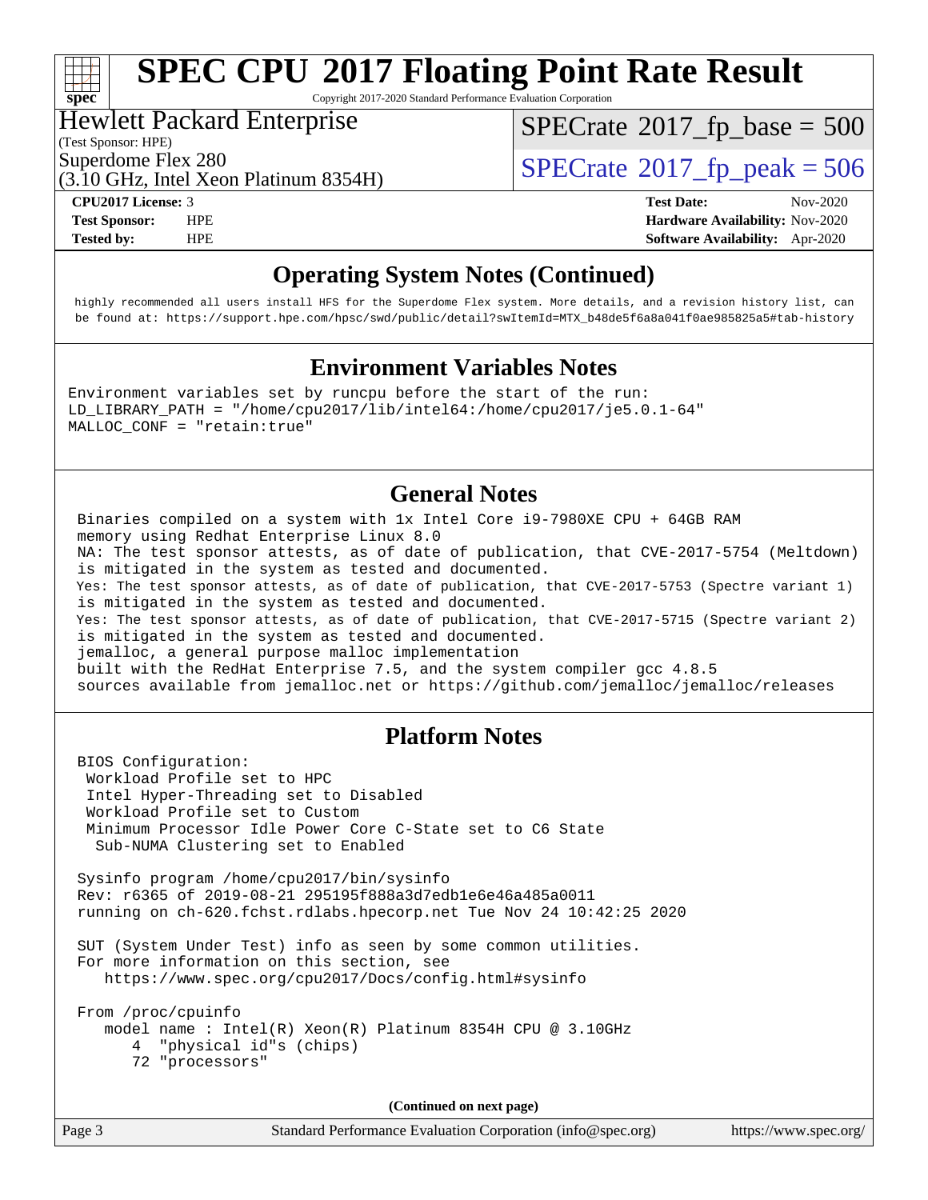## Operating System Notes (Continued)

```
highly recommended all users install HFS for the Superdome Flex system. More details, and a revision history list, can
be found at: https://support.hpe.com/hpsc/swd/public/detail?swItemId=MTX_b48de5f6a8a041f0ae985825a5#tab-history
```

## Environment Variables Notes

```
Environment variables set by runcpu before the start of the run:
LD_LIBRARY_PATH = "/home/cpu2017/lib/intel64:/home/cpu2017/je5.0.1-64"
MALLOC_CONF = "retain:true"
```

## General Notes

```
Binaries compiled on a system with 1x Intel Core i9-7980XE CPU + 64GB RAM
memory using Redhat Enterprise Linux 8.0
NA: The test sponsor attests, as of date of publication, that CVE-2017-5754 (Meltdown)
is mitigated in the system as tested and documented.
Yes: The test sponsor attests, as of date of publication, that CVE-2017-5753 (Spectre variant 1)
is mitigated in the system as tested and documented.
Yes: The test sponsor attests, as of date of publication, that CVE-2017-5715 (Spectre variant 2)
is mitigated in the system as tested and documented.
jemalloc, a general purpose malloc implementation
built with the RedHat Enterprise 7.5, and the system compiler gcc 4.8.5
sources available from jemalloc.net or https://github.com/jemalloc/jemalloc/releases
```

## Platform Notes

```
BIOS Configuration:
 Workload Profile set to HPC
 Intel Hyper-Threading set to Disabled
 Workload Profile set to Custom
 Minimum Processor Idle Power Core C-State set to C6 State
  Sub-NUMA Clustering set to Enabled

Sysinfo program /home/cpu2017/bin/sysinfo
Rev: r6365 of 2019-08-21 295195f888a3d7edb1e6e46a485a0011
running on ch-620.fchst.rdlabs.hpecorp.net Tue Nov 24 10:42:25 2020

SUT (System Under Test) info as seen by some common utilities.
For more information on this section, see
   https://www.spec.org/cpu2017/Docs/config.html#sysinfo

From /proc/cpuinfo
   model name : Intel(R) Xeon(R) Platinum 8354H CPU @ 3.10GHz
      4  "physical id"s (chips)
      72 "processors"
```

(Continued on next page)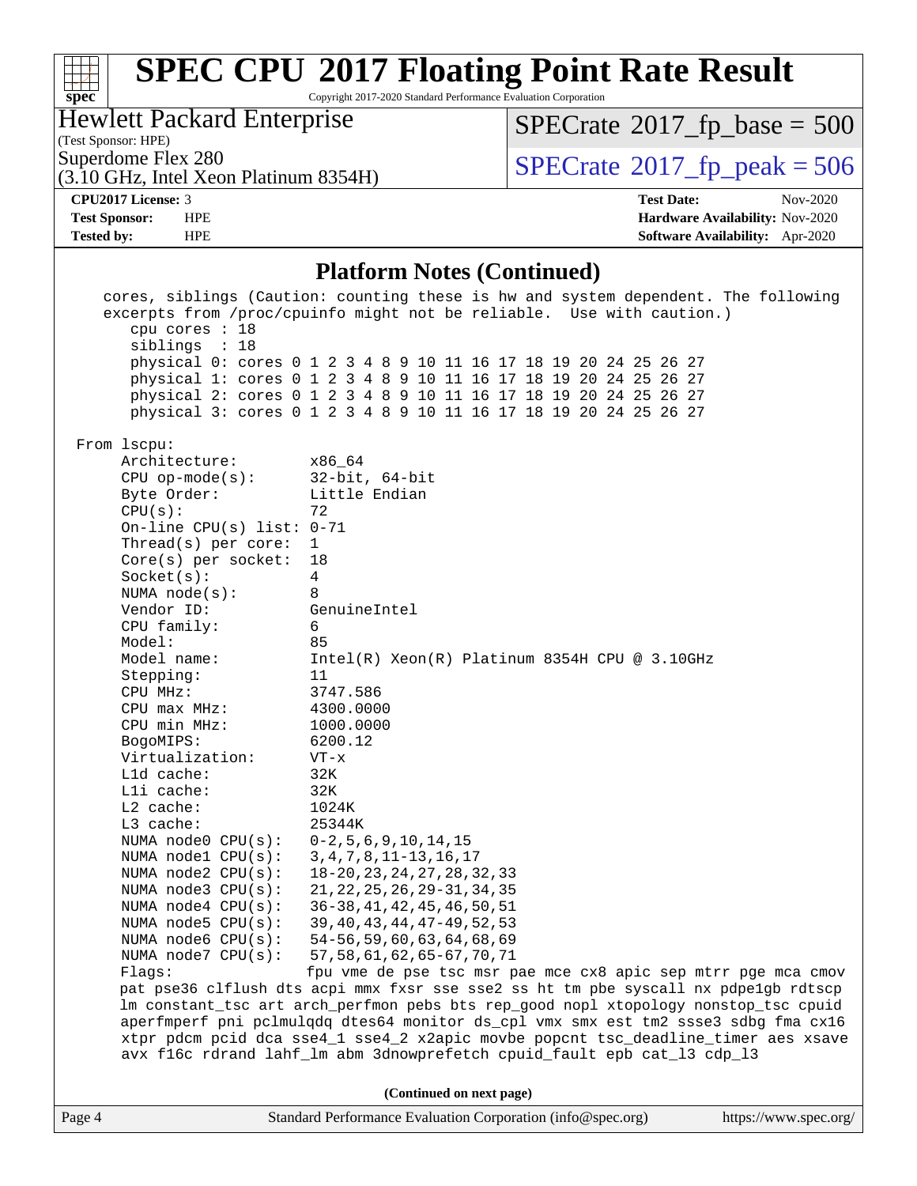## Platform Notes (Continued)

```
   cores, siblings (Caution: counting these is hw and system dependent. The following
   excerpts from /proc/cpuinfo might not be reliable.  Use with caution.)
      cpu cores : 18
      siblings  : 18
      physical 0: cores 0 1 2 3 4 8 9 10 11 16 17 18 19 20 24 25 26 27
      physical 1: cores 0 1 2 3 4 8 9 10 11 16 17 18 19 20 24 25 26 27
      physical 2: cores 0 1 2 3 4 8 9 10 11 16 17 18 19 20 24 25 26 27
      physical 3: cores 0 1 2 3 4 8 9 10 11 16 17 18 19 20 24 25 26 27

 From lscpu:
     Architecture:        x86_64
     CPU op-mode(s):      32-bit, 64-bit
     Byte Order:          Little Endian
     CPU(s):              72
     On-line CPU(s) list: 0-71
     Thread(s) per core:  1
     Core(s) per socket:  18
     Socket(s):           4
     NUMA node(s):        8
     Vendor ID:           GenuineIntel
     CPU family:          6
     Model:               85
     Model name:          Intel(R) Xeon(R) Platinum 8354H CPU @ 3.10GHz
     Stepping:            11
     CPU MHz:             3747.586
     CPU max MHz:         4300.0000
     CPU min MHz:         1000.0000
     BogoMIPS:            6200.12
     Virtualization:      VT-x
     L1d cache:           32K
     L1i cache:           32K
     L2 cache:            1024K
     L3 cache:            25344K
     NUMA node0 CPU(s):   0-2,5,6,9,10,14,15
     NUMA node1 CPU(s):   3,4,7,8,11-13,16,17
     NUMA node2 CPU(s):   18-20,23,24,27,28,32,33
     NUMA node3 CPU(s):   21,22,25,26,29-31,34,35
     NUMA node4 CPU(s):   36-38,41,42,45,46,50,51
     NUMA node5 CPU(s):   39,40,43,44,47-49,52,53
     NUMA node6 CPU(s):   54-56,59,60,63,64,68,69
     NUMA node7 CPU(s):   57,58,61,62,65-67,70,71
     Flags:               fpu vme de pse tsc msr pae mce cx8 apic sep mtrr pge mca cmov
     pat pse36 clflush dts acpi mmx fxsr sse sse2 ss ht tm pbe syscall nx pdpe1gb rdtscp
     lm constant_tsc art arch_perfmon pebs bts rep_good nopl xtopology nonstop_tsc cpuid
     aperfmperf pni pclmulqdq dtes64 monitor ds_cpl vmx smx est tm2 ssse3 sdbg fma cx16
     xtpr pdcm pcid dca sse4_1 sse4_2 x2apic movbe popcnt tsc_deadline_timer aes xsave
     avx f16c rdrand lahf_lm abm 3dnowprefetch cpuid_fault epb cat_l3 cdp_l3
```

(Continued on next page)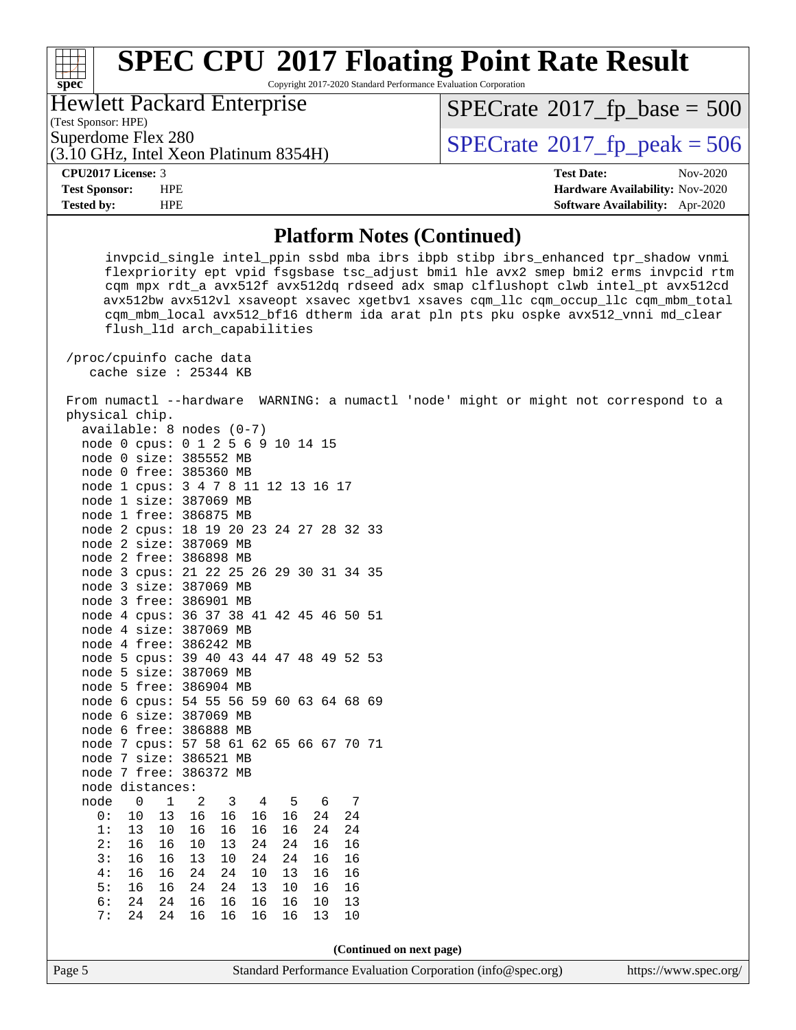# SPEC CPU 2017 Floating Point Rate Result

Copyright 2017-2020 Standard Performance Evaluation Corporation

**Hewlett Packard Enterprise**
(Test Sponsor: HPE)
Superdome Flex 280
(3.10 GHz, Intel Xeon Platinum 8354H)

SPECrate 2017_fp_base = 500
SPECrate 2017_fp_peak = 506

**CPU2017 License:** 3
**Test Sponsor:** HPE
**Tested by:** HPE

**Test Date:** Nov-2020
**Hardware Availability:** Nov-2020
**Software Availability:** Apr-2020

## Platform Notes (Continued)

```
      invpcid_single intel_ppin ssbd mba ibrs ibpb stibp ibrs_enhanced tpr_shadow vnmi
      flexpriority ept vpid fsgsbase tsc_adjust bmi1 hle avx2 smep bmi2 erms invpcid rtm
      cqm mpx rdt_a avx512f avx512dq rdseed adx smap clflushopt clwb intel_pt avx512cd
      avx512bw avx512vl xsaveopt xsavec xgetbv1 xsaves cqm_llc cqm_occup_llc cqm_mbm_total
      cqm_mbm_local avx512_bf16 dtherm ida arat pln pts pku ospke avx512_vnni md_clear
      flush_l1d arch_capabilities

 /proc/cpuinfo cache data
    cache size : 25344 KB

 From numactl --hardware  WARNING: a numactl 'node' might or might not correspond to a
 physical chip.
   available: 8 nodes (0-7)
   node 0 cpus: 0 1 2 5 6 9 10 14 15
   node 0 size: 385552 MB
   node 0 free: 385360 MB
   node 1 cpus: 3 4 7 8 11 12 13 16 17
   node 1 size: 387069 MB
   node 1 free: 386875 MB
   node 2 cpus: 18 19 20 23 24 27 28 32 33
   node 2 size: 387069 MB
   node 2 free: 386898 MB
   node 3 cpus: 21 22 25 26 29 30 31 34 35
   node 3 size: 387069 MB
   node 3 free: 386901 MB
   node 4 cpus: 36 37 38 41 42 45 46 50 51
   node 4 size: 387069 MB
   node 4 free: 386242 MB
   node 5 cpus: 39 40 43 44 47 48 49 52 53
   node 5 size: 387069 MB
   node 5 free: 386904 MB
   node 6 cpus: 54 55 56 59 60 63 64 68 69
   node 6 size: 387069 MB
   node 6 free: 386888 MB
   node 7 cpus: 57 58 61 62 65 66 67 70 71
   node 7 size: 386521 MB
   node 7 free: 386372 MB
   node distances:
   node   0   1   2   3   4   5   6   7
     0:  10  13  16  16  16  16  24  24
     1:  13  10  16  16  16  16  24  24
     2:  16  16  10  13  24  24  16  16
     3:  16  16  13  10  24  24  16  16
     4:  16  16  24  24  10  13  16  16
     5:  16  16  24  24  13  10  16  16
     6:  24  24  16  16  16  16  10  13
     7:  24  24  16  16  16  16  13  10
```

**(Continued on next page)**

Standard Performance Evaluation Corporation (info@spec.org) https://www.spec.org/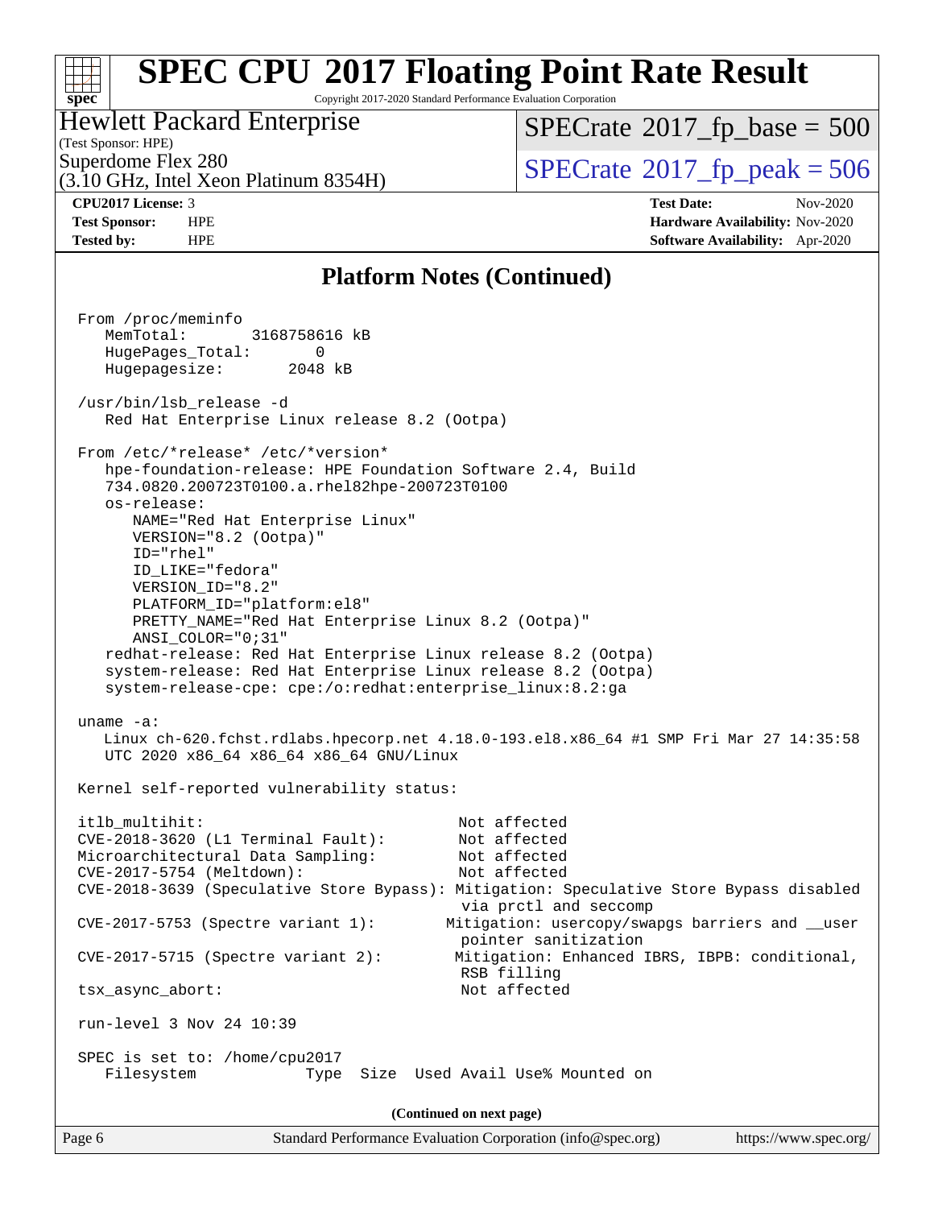# SPEC CPU 2017 Floating Point Rate Result

Copyright 2017-2020 Standard Performance Evaluation Corporation

**Hewlett Packard Enterprise**
(Test Sponsor: HPE)
Superdome Flex 280
(3.10 GHz, Intel Xeon Platinum 8354H)

SPECrate 2017_fp_base = 500
SPECrate 2017_fp_peak = 506

**CPU2017 License:** 3
**Test Sponsor:** HPE
**Tested by:** HPE

**Test Date:** Nov-2020
**Hardware Availability:** Nov-2020
**Software Availability:** Apr-2020

## Platform Notes (Continued)

```
From /proc/meminfo
   MemTotal:       3168758616 kB
   HugePages_Total:       0
   Hugepagesize:       2048 kB

 /usr/bin/lsb_release -d
    Red Hat Enterprise Linux release 8.2 (Ootpa)

 From /etc/*release* /etc/*version*
    hpe-foundation-release: HPE Foundation Software 2.4, Build
    734.0820.200723T0100.a.rhel82hpe-200723T0100
    os-release:
       NAME="Red Hat Enterprise Linux"
       VERSION="8.2 (Ootpa)"
       ID="rhel"
       ID_LIKE="fedora"
       VERSION_ID="8.2"
       PLATFORM_ID="platform:el8"
       PRETTY_NAME="Red Hat Enterprise Linux 8.2 (Ootpa)"
       ANSI_COLOR="0;31"
    redhat-release: Red Hat Enterprise Linux release 8.2 (Ootpa)
    system-release: Red Hat Enterprise Linux release 8.2 (Ootpa)
    system-release-cpe: cpe:/o:redhat:enterprise_linux:8.2:ga

 uname -a:
    Linux ch-620.fchst.rdlabs.hpecorp.net 4.18.0-193.el8.x86_64 #1 SMP Fri Mar 27 14:35:58
    UTC 2020 x86_64 x86_64 x86_64 GNU/Linux

 Kernel self-reported vulnerability status:

 itlb_multihit:                                         Not affected
 CVE-2018-3620 (L1 Terminal Fault):                     Not affected
 Microarchitectural Data Sampling:                      Not affected
 CVE-2017-5754 (Meltdown):                              Not affected
 CVE-2018-3639 (Speculative Store Bypass): Mitigation: Speculative Store Bypass disabled
                                                         via prctl and seccomp
 CVE-2017-5753 (Spectre variant 1):                    Mitigation: usercopy/swapgs barriers and __user
                                                         pointer sanitization
 CVE-2017-5715 (Spectre variant 2):                    Mitigation: Enhanced IBRS, IBPB: conditional,
                                                         RSB filling
 tsx_async_abort:                                        Not affected

 run-level 3 Nov 24 10:39

 SPEC is set to: /home/cpu2017
    Filesystem              Type  Size  Used Avail Use% Mounted on
```

(Continued on next page)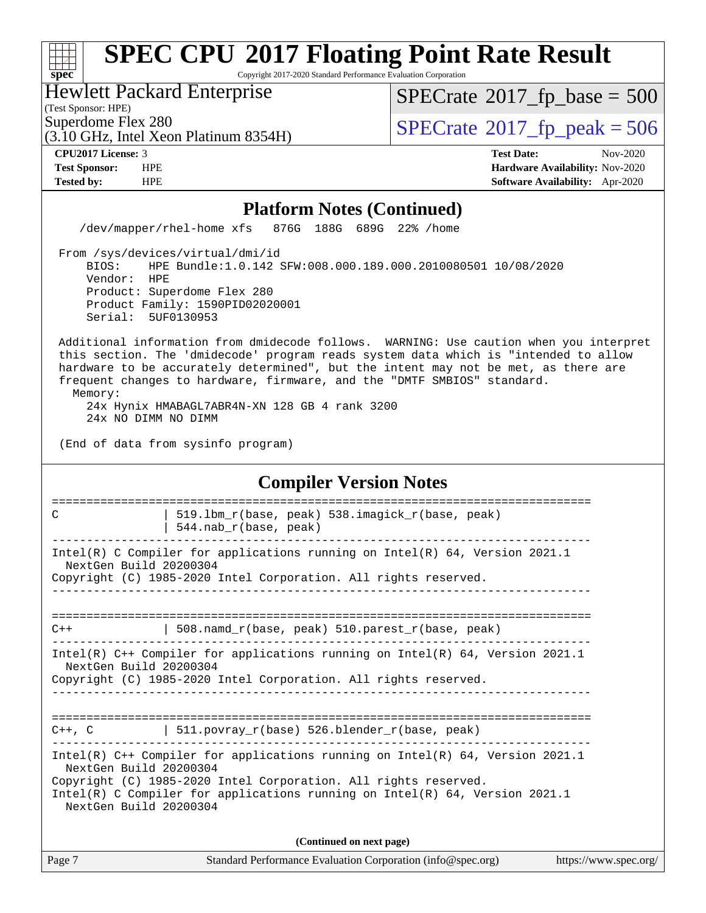## Platform Notes (Continued)

```
    /dev/mapper/rhel-home xfs   876G  188G  689G  22% /home

 From /sys/devices/virtual/dmi/id
     BIOS:    HPE Bundle:1.0.142 SFW:008.000.189.000.2010080501 10/08/2020
     Vendor:  HPE
     Product: Superdome Flex 280
     Product Family: 1590PID02020001
     Serial:  5UF0130953

 Additional information from dmidecode follows.  WARNING: Use caution when you interpret
 this section. The 'dmidecode' program reads system data which is "intended to allow
 hardware to be accurately determined", but the intent may not be met, as there are
 frequent changes to hardware, firmware, and the "DMTF SMBIOS" standard.
   Memory:
     24x Hynix HMABAGL7ABR4N-XN 128 GB 4 rank 3200
     24x NO DIMM NO DIMM

 (End of data from sysinfo program)
```

## Compiler Version Notes

```
==============================================================================
C                | 519.lbm_r(base, peak) 538.imagick_r(base, peak)
                 | 544.nab_r(base, peak)
------------------------------------------------------------------------------
Intel(R) C Compiler for applications running on Intel(R) 64, Version 2021.1
  NextGen Build 20200304
Copyright (C) 1985-2020 Intel Corporation. All rights reserved.
------------------------------------------------------------------------------

==============================================================================
C++              | 508.namd_r(base, peak) 510.parest_r(base, peak)
------------------------------------------------------------------------------
Intel(R) C++ Compiler for applications running on Intel(R) 64, Version 2021.1
  NextGen Build 20200304
Copyright (C) 1985-2020 Intel Corporation. All rights reserved.
------------------------------------------------------------------------------

==============================================================================
C++, C           | 511.povray_r(base) 526.blender_r(base, peak)
------------------------------------------------------------------------------
Intel(R) C++ Compiler for applications running on Intel(R) 64, Version 2021.1
  NextGen Build 20200304
Copyright (C) 1985-2020 Intel Corporation. All rights reserved.
Intel(R) C Compiler for applications running on Intel(R) 64, Version 2021.1
  NextGen Build 20200304
```

(Continued on next page)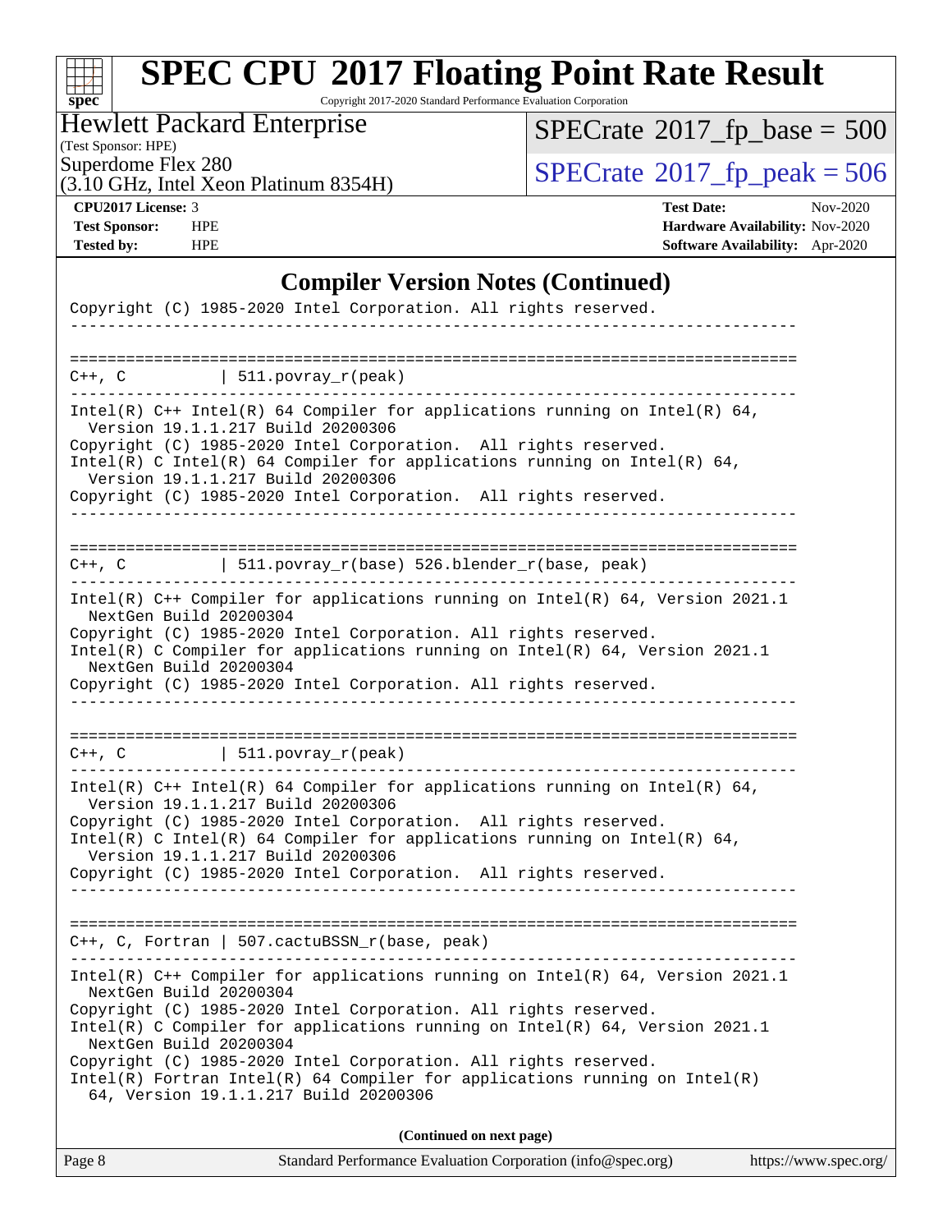## Compiler Version Notes (Continued)

```
Copyright (C) 1985-2020 Intel Corporation. All rights reserved.
------------------------------------------------------------------------------

==============================================================================
C++, C          | 511.povray_r(peak)
------------------------------------------------------------------------------
Intel(R) C++ Intel(R) 64 Compiler for applications running on Intel(R) 64,
  Version 19.1.1.217 Build 20200306
Copyright (C) 1985-2020 Intel Corporation.  All rights reserved.
Intel(R) C Intel(R) 64 Compiler for applications running on Intel(R) 64,
  Version 19.1.1.217 Build 20200306
Copyright (C) 1985-2020 Intel Corporation.  All rights reserved.
------------------------------------------------------------------------------

==============================================================================
C++, C          | 511.povray_r(base) 526.blender_r(base, peak)
------------------------------------------------------------------------------
Intel(R) C++ Compiler for applications running on Intel(R) 64, Version 2021.1
  NextGen Build 20200304
Copyright (C) 1985-2020 Intel Corporation. All rights reserved.
Intel(R) C Compiler for applications running on Intel(R) 64, Version 2021.1
  NextGen Build 20200304
Copyright (C) 1985-2020 Intel Corporation. All rights reserved.
------------------------------------------------------------------------------

==============================================================================
C++, C          | 511.povray_r(peak)
------------------------------------------------------------------------------
Intel(R) C++ Intel(R) 64 Compiler for applications running on Intel(R) 64,
  Version 19.1.1.217 Build 20200306
Copyright (C) 1985-2020 Intel Corporation.  All rights reserved.
Intel(R) C Intel(R) 64 Compiler for applications running on Intel(R) 64,
  Version 19.1.1.217 Build 20200306
Copyright (C) 1985-2020 Intel Corporation.  All rights reserved.
------------------------------------------------------------------------------

==============================================================================
C++, C, Fortran | 507.cactuBSSN_r(base, peak)
------------------------------------------------------------------------------
Intel(R) C++ Compiler for applications running on Intel(R) 64, Version 2021.1
  NextGen Build 20200304
Copyright (C) 1985-2020 Intel Corporation. All rights reserved.
Intel(R) C Compiler for applications running on Intel(R) 64, Version 2021.1
  NextGen Build 20200304
Copyright (C) 1985-2020 Intel Corporation. All rights reserved.
Intel(R) Fortran Intel(R) 64 Compiler for applications running on Intel(R)
  64, Version 19.1.1.217 Build 20200306
```

(Continued on next page)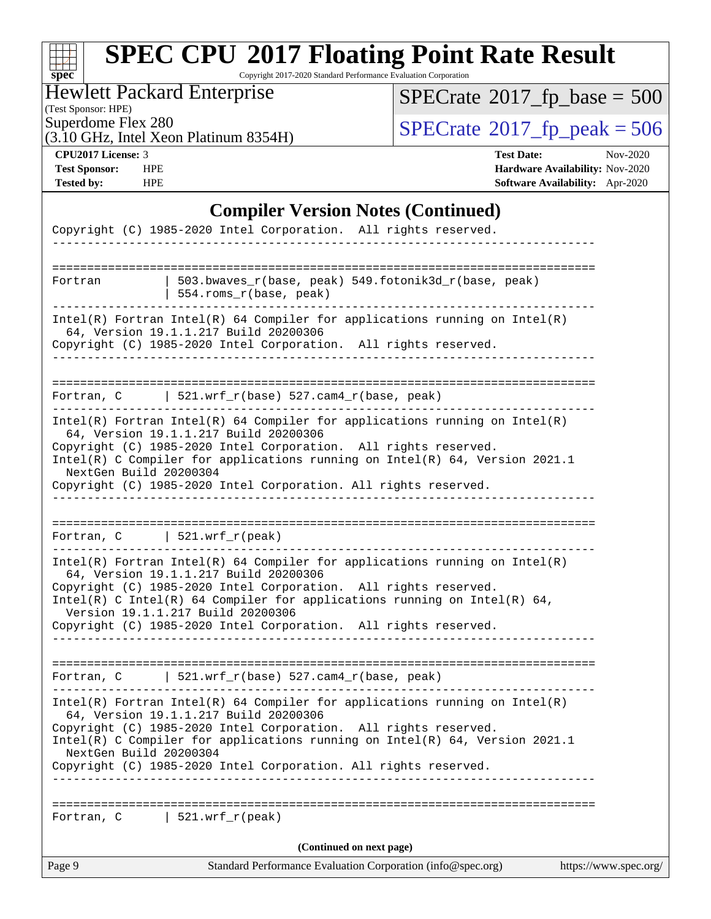# SPEC CPU 2017 Floating Point Rate Result

Copyright 2017-2020 Standard Performance Evaluation Corporation

**Hewlett Packard Enterprise**
(Test Sponsor: HPE)
Superdome Flex 280
(3.10 GHz, Intel Xeon Platinum 8354H)

SPECrate 2017_fp_base = 500
SPECrate 2017_fp_peak = 506

**CPU2017 License:** 3
**Test Sponsor:** HPE
**Tested by:** HPE

**Test Date:** Nov-2020
**Hardware Availability:** Nov-2020
**Software Availability:** Apr-2020

## Compiler Version Notes (Continued)

```
Copyright (C) 1985-2020 Intel Corporation.  All rights reserved.
------------------------------------------------------------------------------

==============================================================================
Fortran         | 503.bwaves_r(base, peak) 549.fotonik3d_r(base, peak)
                | 554.roms_r(base, peak)
------------------------------------------------------------------------------
Intel(R) Fortran Intel(R) 64 Compiler for applications running on Intel(R)
  64, Version 19.1.1.217 Build 20200306
Copyright (C) 1985-2020 Intel Corporation.  All rights reserved.
------------------------------------------------------------------------------

==============================================================================
Fortran, C      | 521.wrf_r(base) 527.cam4_r(base, peak)
------------------------------------------------------------------------------
Intel(R) Fortran Intel(R) 64 Compiler for applications running on Intel(R)
  64, Version 19.1.1.217 Build 20200306
Copyright (C) 1985-2020 Intel Corporation.  All rights reserved.
Intel(R) C Compiler for applications running on Intel(R) 64, Version 2021.1
  NextGen Build 20200304
Copyright (C) 1985-2020 Intel Corporation. All rights reserved.
------------------------------------------------------------------------------

==============================================================================
Fortran, C      | 521.wrf_r(peak)
------------------------------------------------------------------------------
Intel(R) Fortran Intel(R) 64 Compiler for applications running on Intel(R)
  64, Version 19.1.1.217 Build 20200306
Copyright (C) 1985-2020 Intel Corporation.  All rights reserved.
Intel(R) C Intel(R) 64 Compiler for applications running on Intel(R) 64,
  Version 19.1.1.217 Build 20200306
Copyright (C) 1985-2020 Intel Corporation.  All rights reserved.
------------------------------------------------------------------------------

==============================================================================
Fortran, C      | 521.wrf_r(base) 527.cam4_r(base, peak)
------------------------------------------------------------------------------
Intel(R) Fortran Intel(R) 64 Compiler for applications running on Intel(R)
  64, Version 19.1.1.217 Build 20200306
Copyright (C) 1985-2020 Intel Corporation.  All rights reserved.
Intel(R) C Compiler for applications running on Intel(R) 64, Version 2021.1
  NextGen Build 20200304
Copyright (C) 1985-2020 Intel Corporation. All rights reserved.
------------------------------------------------------------------------------

==============================================================================
Fortran, C      | 521.wrf_r(peak)
```

(Continued on next page)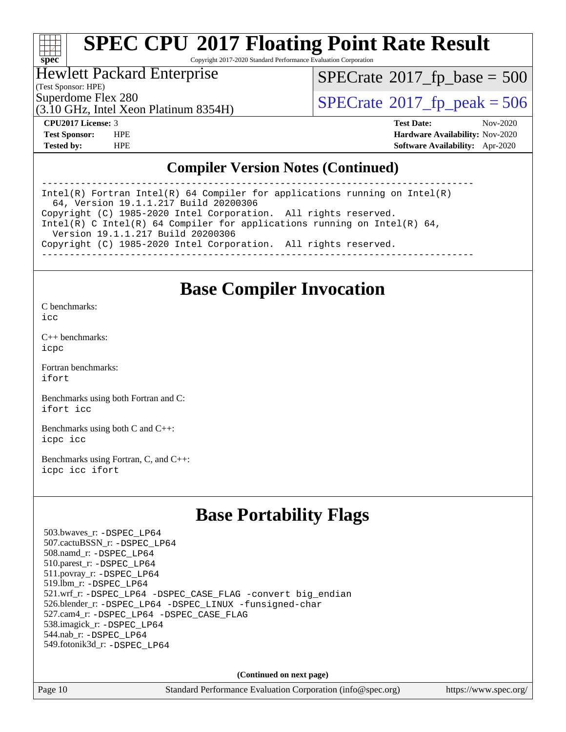# SPEC CPU 2017 Floating Point Rate Result

Copyright 2017-2020 Standard Performance Evaluation Corporation

Hewlett Packard Enterprise
(Test Sponsor: HPE)
Superdome Flex 280
(3.10 GHz, Intel Xeon Platinum 8354H)

SPECrate 2017_fp_base = 500

SPECrate 2017_fp_peak = 506

**CPU2017 License:** 3
**Test Sponsor:** HPE
**Tested by:** HPE

**Test Date:** Nov-2020
**Hardware Availability:** Nov-2020
**Software Availability:** Apr-2020

## Compiler Version Notes (Continued)

```
==============================================================================
Intel(R) Fortran Intel(R) 64 Compiler for applications running on Intel(R)
  64, Version 19.1.1.217 Build 20200306
Copyright (C) 1985-2020 Intel Corporation.  All rights reserved.
Intel(R) C Intel(R) 64 Compiler for applications running on Intel(R) 64,
  Version 19.1.1.217 Build 20200306
Copyright (C) 1985-2020 Intel Corporation.  All rights reserved.
------------------------------------------------------------------------------
```

## Base Compiler Invocation

C benchmarks:
`icc`

C++ benchmarks:
`icpc`

Fortran benchmarks:
`ifort`

Benchmarks using both Fortran and C:
`ifort icc`

Benchmarks using both C and C++:
`icpc icc`

Benchmarks using Fortran, C, and C++:
`icpc icc ifort`

## Base Portability Flags

503.bwaves_r: `-DSPEC_LP64`
507.cactuBSSN_r: `-DSPEC_LP64`
508.namd_r: `-DSPEC_LP64`
510.parest_r: `-DSPEC_LP64`
511.povray_r: `-DSPEC_LP64`
519.lbm_r: `-DSPEC_LP64`
521.wrf_r: `-DSPEC_LP64 -DSPEC_CASE_FLAG -convert big_endian`
526.blender_r: `-DSPEC_LP64 -DSPEC_LINUX -funsigned-char`
527.cam4_r: `-DSPEC_LP64 -DSPEC_CASE_FLAG`
538.imagick_r: `-DSPEC_LP64`
544.nab_r: `-DSPEC_LP64`
549.fotonik3d_r: `-DSPEC_LP64`

**(Continued on next page)**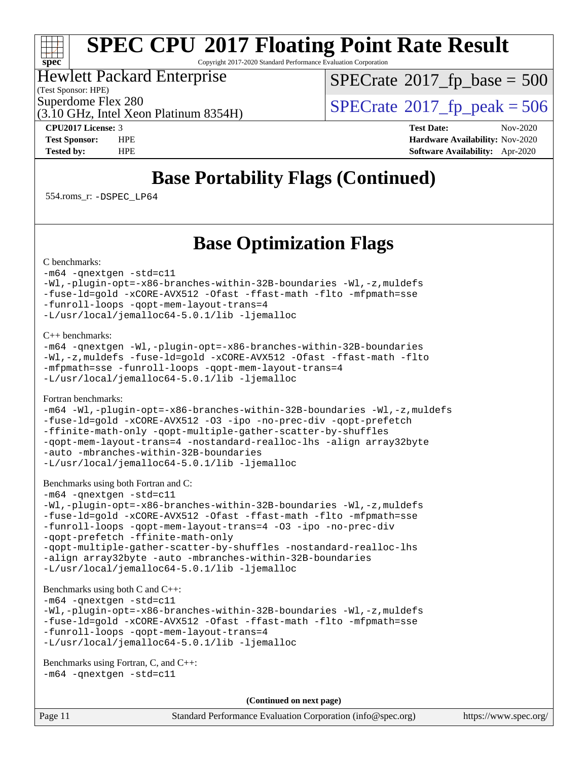# SPEC CPU 2017 Floating Point Rate Result

Copyright 2017-2020 Standard Performance Evaluation Corporation

Hewlett Packard Enterprise
(Test Sponsor: HPE)
Superdome Flex 280
(3.10 GHz, Intel Xeon Platinum 8354H)

SPECrate 2017_fp_base = 500

SPECrate 2017_fp_peak = 506

**CPU2017 License:** 3
**Test Sponsor:** HPE
**Tested by:** HPE

**Test Date:** Nov-2020
**Hardware Availability:** Nov-2020
**Software Availability:** Apr-2020

## Base Portability Flags (Continued)

554.roms_r: `-DSPEC_LP64`

## Base Optimization Flags

C benchmarks:
```
-m64 -qnextgen -std=c11
-Wl,-plugin-opt=-x86-branches-within-32B-boundaries -Wl,-z,muldefs
-fuse-ld=gold -xCORE-AVX512 -Ofast -ffast-math -flto -mfpmath=sse
-funroll-loops -qopt-mem-layout-trans=4
-L/usr/local/jemalloc64-5.0.1/lib -ljemalloc
```

C++ benchmarks:
```
-m64 -qnextgen -Wl,-plugin-opt=-x86-branches-within-32B-boundaries
-Wl,-z,muldefs -fuse-ld=gold -xCORE-AVX512 -Ofast -ffast-math -flto
-mfpmath=sse -funroll-loops -qopt-mem-layout-trans=4
-L/usr/local/jemalloc64-5.0.1/lib -ljemalloc
```

Fortran benchmarks:
```
-m64 -Wl,-plugin-opt=-x86-branches-within-32B-boundaries -Wl,-z,muldefs
-fuse-ld=gold -xCORE-AVX512 -O3 -ipo -no-prec-div -qopt-prefetch
-ffinite-math-only -qopt-multiple-gather-scatter-by-shuffles
-qopt-mem-layout-trans=4 -nostandard-realloc-lhs -align array32byte
-auto -mbranches-within-32B-boundaries
-L/usr/local/jemalloc64-5.0.1/lib -ljemalloc
```

Benchmarks using both Fortran and C:
```
-m64 -qnextgen -std=c11
-Wl,-plugin-opt=-x86-branches-within-32B-boundaries -Wl,-z,muldefs
-fuse-ld=gold -xCORE-AVX512 -Ofast -ffast-math -flto -mfpmath=sse
-funroll-loops -qopt-mem-layout-trans=4 -O3 -ipo -no-prec-div
-qopt-prefetch -ffinite-math-only
-qopt-multiple-gather-scatter-by-shuffles -nostandard-realloc-lhs
-align array32byte -auto -mbranches-within-32B-boundaries
-L/usr/local/jemalloc64-5.0.1/lib -ljemalloc
```

Benchmarks using both C and C++:
```
-m64 -qnextgen -std=c11
-Wl,-plugin-opt=-x86-branches-within-32B-boundaries -Wl,-z,muldefs
-fuse-ld=gold -xCORE-AVX512 -Ofast -ffast-math -flto -mfpmath=sse
-funroll-loops -qopt-mem-layout-trans=4
-L/usr/local/jemalloc64-5.0.1/lib -ljemalloc
```

Benchmarks using Fortran, C, and C++:
```
-m64 -qnextgen -std=c11
```

**(Continued on next page)**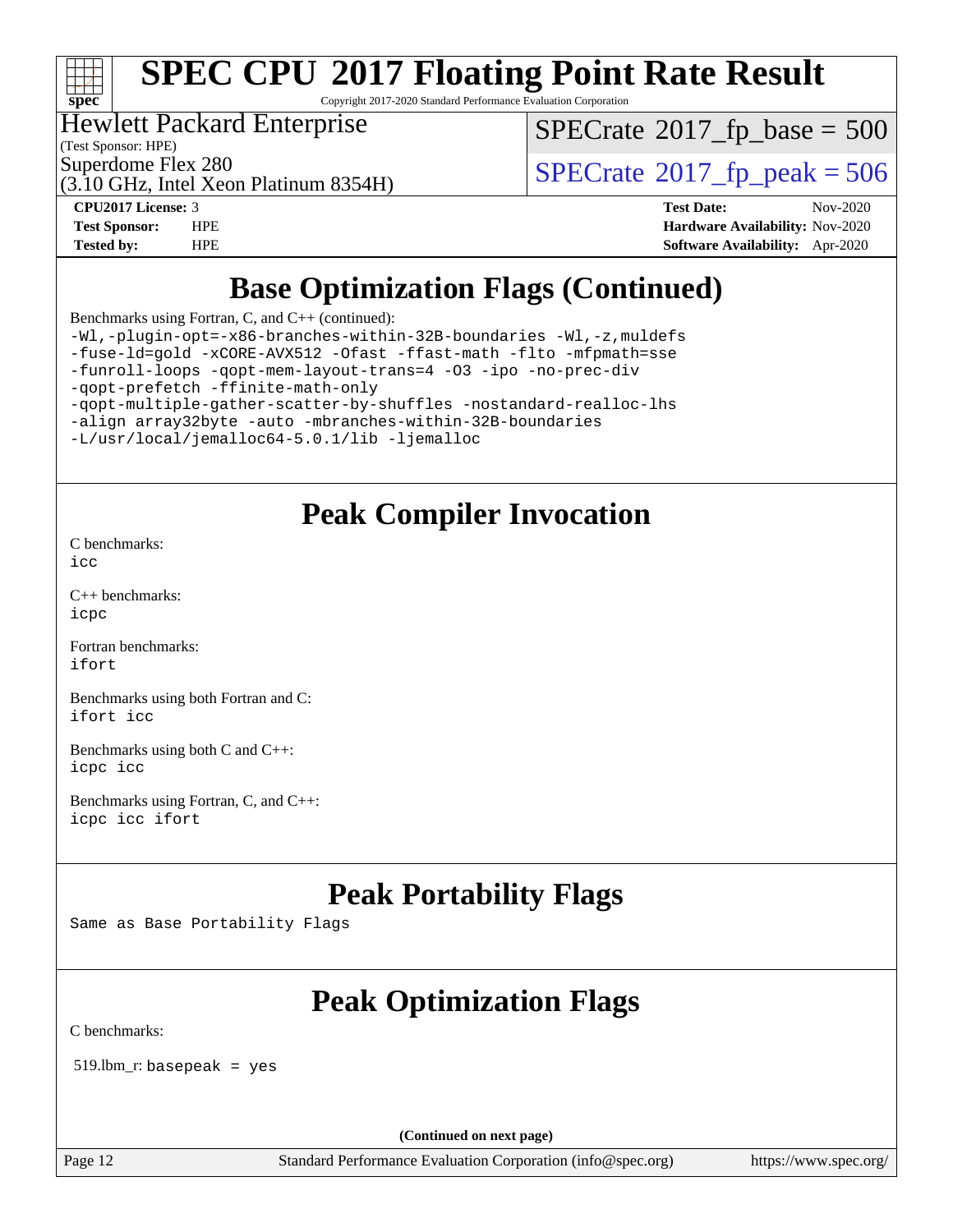# SPEC CPU 2017 Floating Point Rate Result

Copyright 2017-2020 Standard Performance Evaluation Corporation

Hewlett Packard Enterprise
(Test Sponsor: HPE)
Superdome Flex 280
(3.10 GHz, Intel Xeon Platinum 8354H)

SPECrate 2017_fp_base = 500

SPECrate 2017_fp_peak = 506

**CPU2017 License:** 3
**Test Sponsor:** HPE
**Tested by:** HPE

**Test Date:** Nov-2020
**Hardware Availability:** Nov-2020
**Software Availability:** Apr-2020

## Base Optimization Flags (Continued)

Benchmarks using Fortran, C, and C++ (continued):

```
-Wl,-plugin-opt=-x86-branches-within-32B-boundaries -Wl,-z,muldefs
-fuse-ld=gold -xCORE-AVX512 -Ofast -ffast-math -flto -mfpmath=sse
-funroll-loops -qopt-mem-layout-trans=4 -O3 -ipo -no-prec-div
-qopt-prefetch -ffinite-math-only
-qopt-multiple-gather-scatter-by-shuffles -nostandard-realloc-lhs
-align array32byte -auto -mbranches-within-32B-boundaries
-L/usr/local/jemalloc64-5.0.1/lib -ljemalloc
```

## Peak Compiler Invocation

C benchmarks:
`icc`

C++ benchmarks:
`icpc`

Fortran benchmarks:
`ifort`

Benchmarks using both Fortran and C:
`ifort icc`

Benchmarks using both C and C++:
`icpc icc`

Benchmarks using Fortran, C, and C++:
`icpc icc ifort`

## Peak Portability Flags

Same as Base Portability Flags

## Peak Optimization Flags

C benchmarks:

519.lbm_r: `basepeak = yes`

(Continued on next page)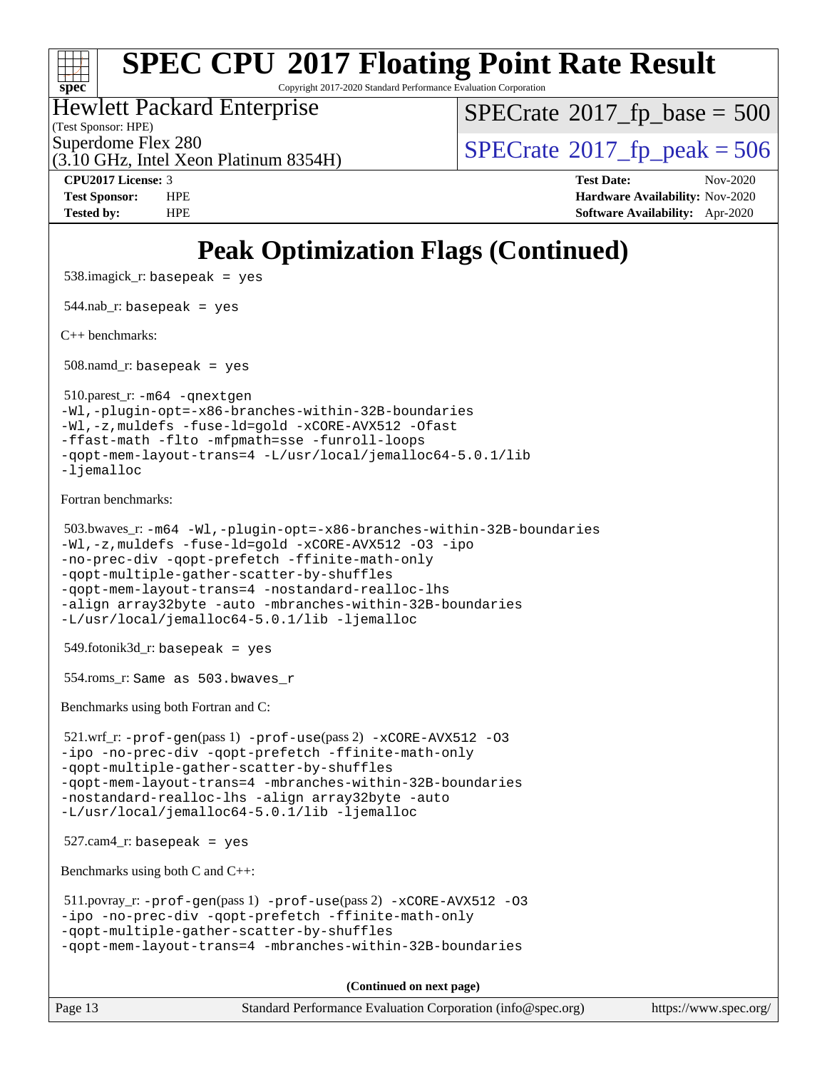# Peak Optimization Flags (Continued)

538.imagick_r: `basepeak = yes`

544.nab_r: `basepeak = yes`

C++ benchmarks:

508.namd_r: `basepeak = yes`

510.parest_r:
```
-m64 -qnextgen
-Wl,-plugin-opt=-x86-branches-within-32B-boundaries
-Wl,-z,muldefs -fuse-ld=gold -xCORE-AVX512 -Ofast
-ffast-math -flto -mfpmath=sse -funroll-loops
-qopt-mem-layout-trans=4 -L/usr/local/jemalloc64-5.0.1/lib
-ljemalloc
```

Fortran benchmarks:

503.bwaves_r:
```
-m64 -Wl,-plugin-opt=-x86-branches-within-32B-boundaries
-Wl,-z,muldefs -fuse-ld=gold -xCORE-AVX512 -O3 -ipo
-no-prec-div -qopt-prefetch -ffinite-math-only
-qopt-multiple-gather-scatter-by-shuffles
-qopt-mem-layout-trans=4 -nostandard-realloc-lhs
-align array32byte -auto -mbranches-within-32B-boundaries
-L/usr/local/jemalloc64-5.0.1/lib -ljemalloc
```

549.fotonik3d_r: `basepeak = yes`

554.roms_r: `Same as 503.bwaves_r`

Benchmarks using both Fortran and C:

521.wrf_r:
```
-prof-gen(pass 1) -prof-use(pass 2) -xCORE-AVX512 -O3
-ipo -no-prec-div -qopt-prefetch -ffinite-math-only
-qopt-multiple-gather-scatter-by-shuffles
-qopt-mem-layout-trans=4 -mbranches-within-32B-boundaries
-nostandard-realloc-lhs -align array32byte -auto
-L/usr/local/jemalloc64-5.0.1/lib -ljemalloc
```

527.cam4_r: `basepeak = yes`

Benchmarks using both C and C++:

511.povray_r:
```
-prof-gen(pass 1) -prof-use(pass 2) -xCORE-AVX512 -O3
-ipo -no-prec-div -qopt-prefetch -ffinite-math-only
-qopt-multiple-gather-scatter-by-shuffles
-qopt-mem-layout-trans=4 -mbranches-within-32B-boundaries
```

(Continued on next page)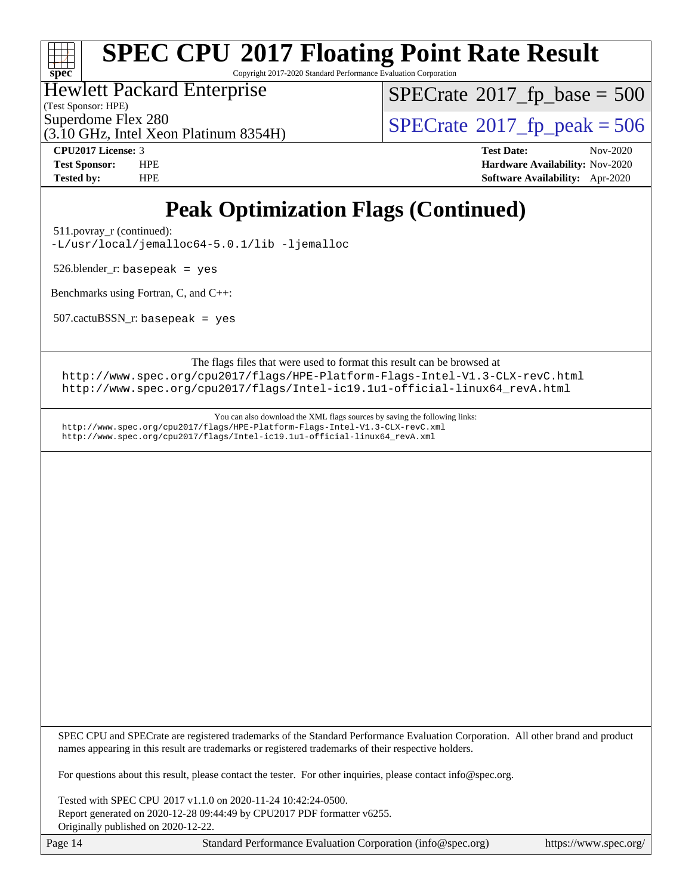# Peak Optimization Flags (Continued)

511.povray_r (continued):
-L/usr/local/jemalloc64-5.0.1/lib -ljemalloc

526.blender_r: basepeak = yes

Benchmarks using Fortran, C, and C++:

507.cactuBSSN_r: basepeak = yes

The flags files that were used to format this result can be browsed at
http://www.spec.org/cpu2017/flags/HPE-Platform-Flags-Intel-V1.3-CLX-revC.html
http://www.spec.org/cpu2017/flags/Intel-ic19.1u1-official-linux64_revA.html

You can also download the XML flags sources by saving the following links:
http://www.spec.org/cpu2017/flags/HPE-Platform-Flags-Intel-V1.3-CLX-revC.xml
http://www.spec.org/cpu2017/flags/Intel-ic19.1u1-official-linux64_revA.xml

SPEC CPU and SPECrate are registered trademarks of the Standard Performance Evaluation Corporation. All other brand and product names appearing in this result are trademarks or registered trademarks of their respective holders.

For questions about this result, please contact the tester. For other inquiries, please contact info@spec.org.

Tested with SPEC CPU 2017 v1.1.0 on 2020-11-24 10:42:24-0500.
Report generated on 2020-12-28 09:44:49 by CPU2017 PDF formatter v6255.
Originally published on 2020-12-22.